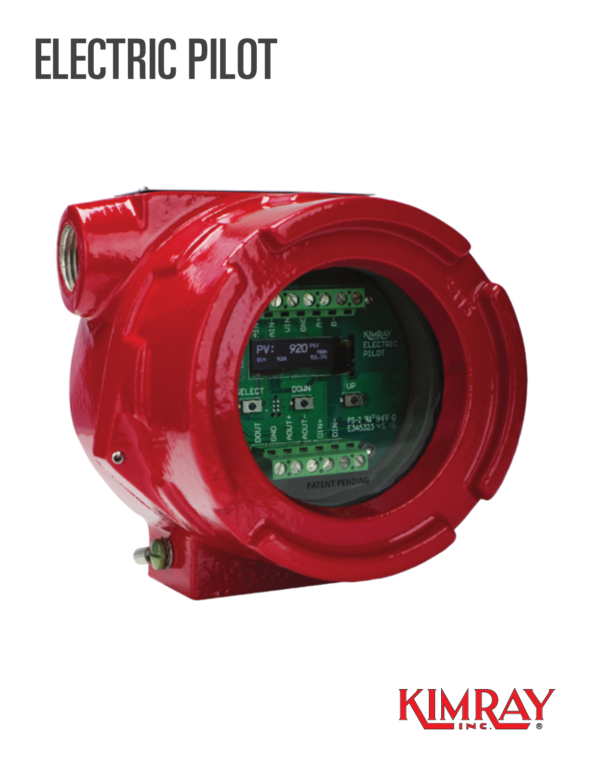# ELECTRIC PILOT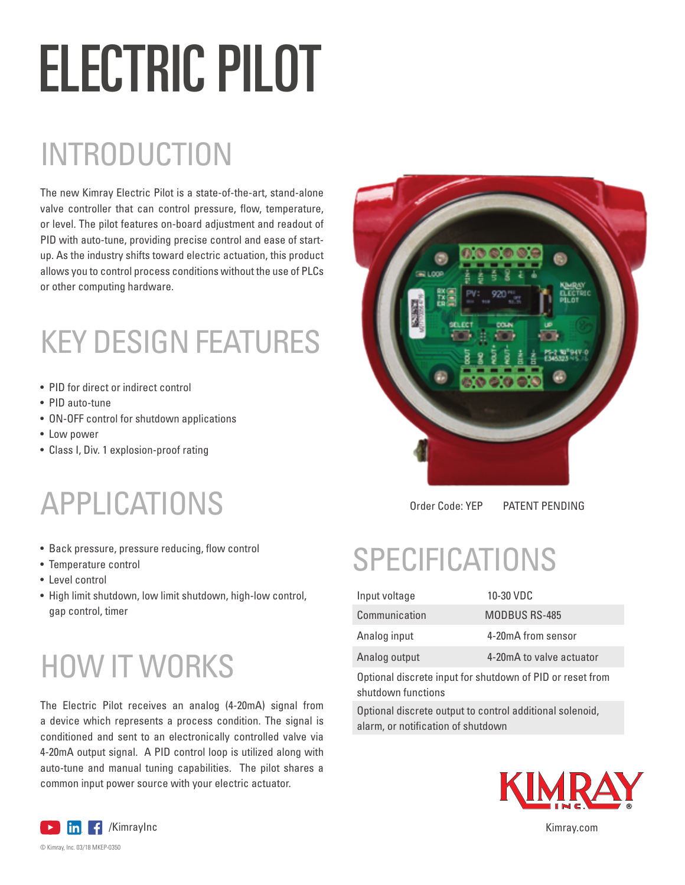# ELECTRIC PILOT

## INTRODUCTION

The new Kimray Electric Pilot is a state-of-the-art, stand-alone valve controller that can control pressure, flow, temperature, or level. The pilot features on-board adjustment and readout of PID with auto-tune, providing precise control and ease of start-up. As the industry shifts toward electric actuation, this product allows you to control process conditions without the use of PLCs or other computing hardware.

## KEY DESIGN FEATURES

- PID for direct or indirect control
- PID auto-tune
- ON-OFF control for shutdown applications
- Low power
- Class I, Div. 1 explosion-proof rating

## APPLICATIONS

- Back pressure, pressure reducing, flow control
- Temperature control
- Level control
- High limit shutdown, low limit shutdown, high-low control, gap control, timer

## HOW IT WORKS

The Electric Pilot receives an analog (4-20mA) signal from a device which represents a process condition. The signal is conditioned and sent to an electronically controlled valve via 4-20mA output signal. A PID control loop is utilized along with auto-tune and manual tuning capabilities. The pilot shares a common input power source with your electric actuator.

Order Code: YEP PATENT PENDING

## SPECIFICATIONS

| | |
|---|---|
| Input voltage | 10-30 VDC |
| Communication | MODBUS RS-485 |
| Analog input | 4-20mA from sensor |
| Analog output | 4-20mA to valve actuator |
| Optional discrete input for shutdown of PID or reset from shutdown functions | |
| Optional discrete output to control additional solenoid, alarm, or notification of shutdown | |

/KimrayInc

Kimray.com

© Kimray, Inc. 03/18 MKEP-0350